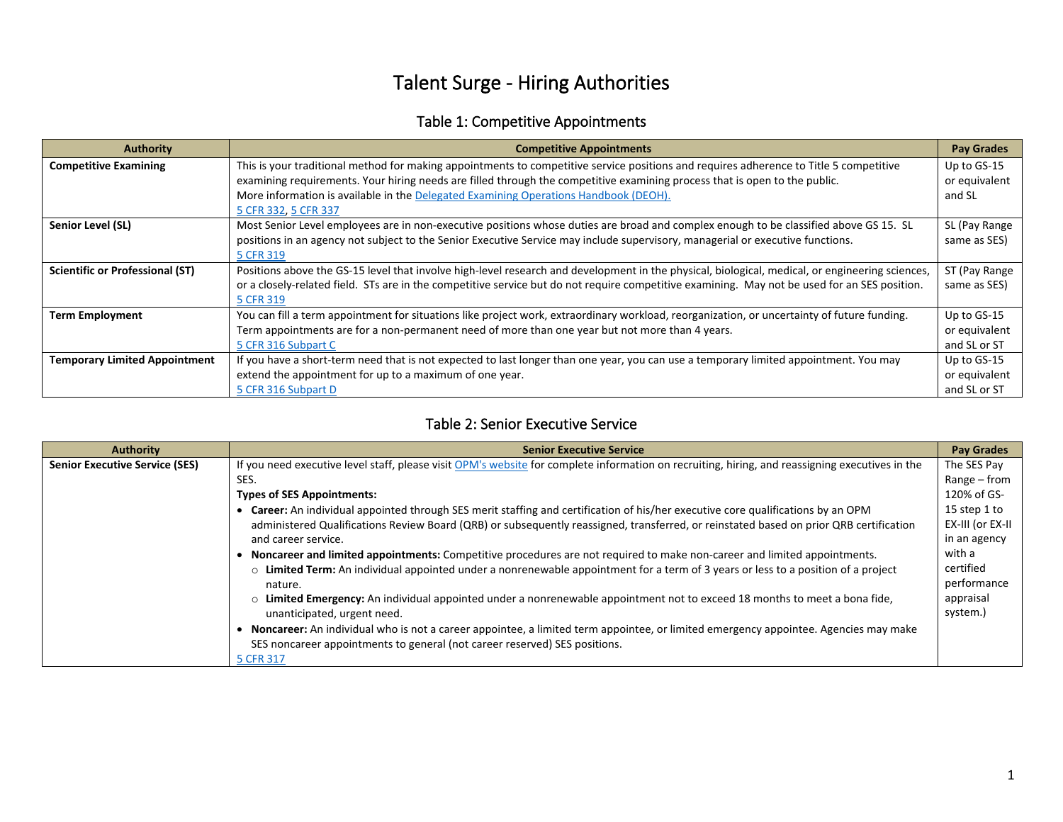# Talent Surge - Hiring Authorities

## Table 1: Competitive Appointments

| Authority | Competitive Appointments | Pay Grades |
| --- | --- | --- |
| **Competitive Examining** | This is your traditional method for making appointments to competitive service positions and requires adherence to Title 5 competitive examining requirements. Your hiring needs are filled through the competitive examining process that is open to the public.<br>More information is available in the [Delegated Examining Operations Handbook (DEOH).](#)<br>[5 CFR 332](#), [5 CFR 337](#) | Up to GS-15 or equivalent and SL |
| **Senior Level (SL)** | Most Senior Level employees are in non-executive positions whose duties are broad and complex enough to be classified above GS 15. SL positions in an agency not subject to the Senior Executive Service may include supervisory, managerial or executive functions.<br>[5 CFR 319](#) | SL (Pay Range same as SES) |
| **Scientific or Professional (ST)** | Positions above the GS-15 level that involve high-level research and development in the physical, biological, medical, or engineering sciences, or a closely-related field. STs are in the competitive service but do not require competitive examining. May not be used for an SES position.<br>[5 CFR 319](#) | ST (Pay Range same as SES) |
| **Term Employment** | You can fill a term appointment for situations like project work, extraordinary workload, reorganization, or uncertainty of future funding. Term appointments are for a non-permanent need of more than one year but not more than 4 years.<br>[5 CFR 316 Subpart C](#) | Up to GS-15 or equivalent and SL or ST |
| **Temporary Limited Appointment** | If you have a short-term need that is not expected to last longer than one year, you can use a temporary limited appointment. You may extend the appointment for up to a maximum of one year.<br>[5 CFR 316 Subpart D](#) | Up to GS-15 or equivalent and SL or ST |

## Table 2: Senior Executive Service

| Authority | Senior Executive Service | Pay Grades |
| --- | --- | --- |
| **Senior Executive Service (SES)** | If you need executive level staff, please visit [OPM's website](#) for complete information on recruiting, hiring, and reassigning executives in the SES.<br>**Types of SES Appointments:**<br>• **Career:** An individual appointed through SES merit staffing and certification of his/her executive core qualifications by an OPM administered Qualifications Review Board (QRB) or subsequently reassigned, transferred, or reinstated based on prior QRB certification and career service.<br>• **Noncareer and limited appointments:** Competitive procedures are not required to make non-career and limited appointments.<br>&nbsp;&nbsp;○ **Limited Term:** An individual appointed under a nonrenewable appointment for a term of 3 years or less to a position of a project nature.<br>&nbsp;&nbsp;○ **Limited Emergency:** An individual appointed under a nonrenewable appointment not to exceed 18 months to meet a bona fide, unanticipated, urgent need.<br>• **Noncareer:** An individual who is not a career appointee, a limited term appointee, or limited emergency appointee. Agencies may make SES noncareer appointments to general (not career reserved) SES positions.<br>[5 CFR 317](#) | The SES Pay Range – from 120% of GS-15 step 1 to EX-III (or EX-II in an agency with a certified performance appraisal system.) |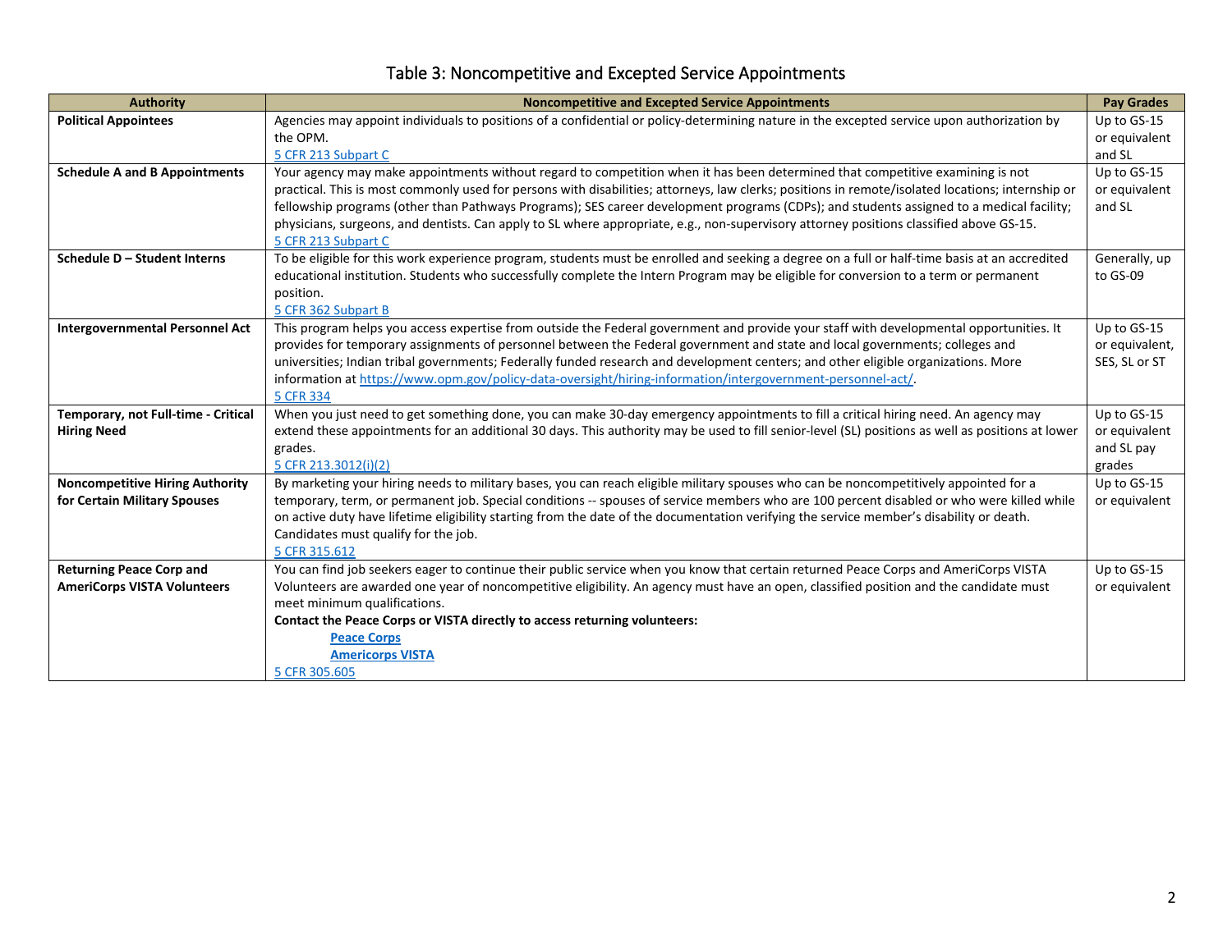# Table 3: Noncompetitive and Excepted Service Appointments

| Authority | Noncompetitive and Excepted Service Appointments | Pay Grades |
|---|---|---|
| **Political Appointees** | Agencies may appoint individuals to positions of a confidential or policy-determining nature in the excepted service upon authorization by the OPM.<br>5 CFR 213 Subpart C | Up to GS-15 or equivalent and SL |
| **Schedule A and B Appointments** | Your agency may make appointments without regard to competition when it has been determined that competitive examining is not practical. This is most commonly used for persons with disabilities; attorneys, law clerks; positions in remote/isolated locations; internship or fellowship programs (other than Pathways Programs); SES career development programs (CDPs); and students assigned to a medical facility; physicians, surgeons, and dentists. Can apply to SL where appropriate, e.g., non-supervisory attorney positions classified above GS-15.<br>5 CFR 213 Subpart C | Up to GS-15 or equivalent and SL |
| **Schedule D – Student Interns** | To be eligible for this work experience program, students must be enrolled and seeking a degree on a full or half-time basis at an accredited educational institution. Students who successfully complete the Intern Program may be eligible for conversion to a term or permanent position.<br>5 CFR 362 Subpart B | Generally, up to GS-09 |
| **Intergovernmental Personnel Act** | This program helps you access expertise from outside the Federal government and provide your staff with developmental opportunities. It provides for temporary assignments of personnel between the Federal government and state and local governments; colleges and universities; Indian tribal governments; Federally funded research and development centers; and other eligible organizations. More information at https://www.opm.gov/policy-data-oversight/hiring-information/intergovernment-personnel-act/.<br>5 CFR 334 | Up to GS-15 or equivalent, SES, SL or ST |
| **Temporary, not Full-time - Critical Hiring Need** | When you just need to get something done, you can make 30-day emergency appointments to fill a critical hiring need. An agency may extend these appointments for an additional 30 days. This authority may be used to fill senior-level (SL) positions as well as positions at lower grades.<br>5 CFR 213.3012(i)(2) | Up to GS-15 or equivalent and SL pay grades |
| **Noncompetitive Hiring Authority for Certain Military Spouses** | By marketing your hiring needs to military bases, you can reach eligible military spouses who can be noncompetitively appointed for a temporary, term, or permanent job. Special conditions -- spouses of service members who are 100 percent disabled or who were killed while on active duty have lifetime eligibility starting from the date of the documentation verifying the service member's disability or death. Candidates must qualify for the job.<br>5 CFR 315.612 | Up to GS-15 or equivalent |
| **Returning Peace Corp and AmeriCorps VISTA Volunteers** | You can find job seekers eager to continue their public service when you know that certain returned Peace Corps and AmeriCorps VISTA Volunteers are awarded one year of noncompetitive eligibility. An agency must have an open, classified position and the candidate must meet minimum qualifications.<br>**Contact the Peace Corps or VISTA directly to access returning volunteers:**<br>**Peace Corps**<br>**Americorps VISTA**<br>5 CFR 305.605 | Up to GS-15 or equivalent |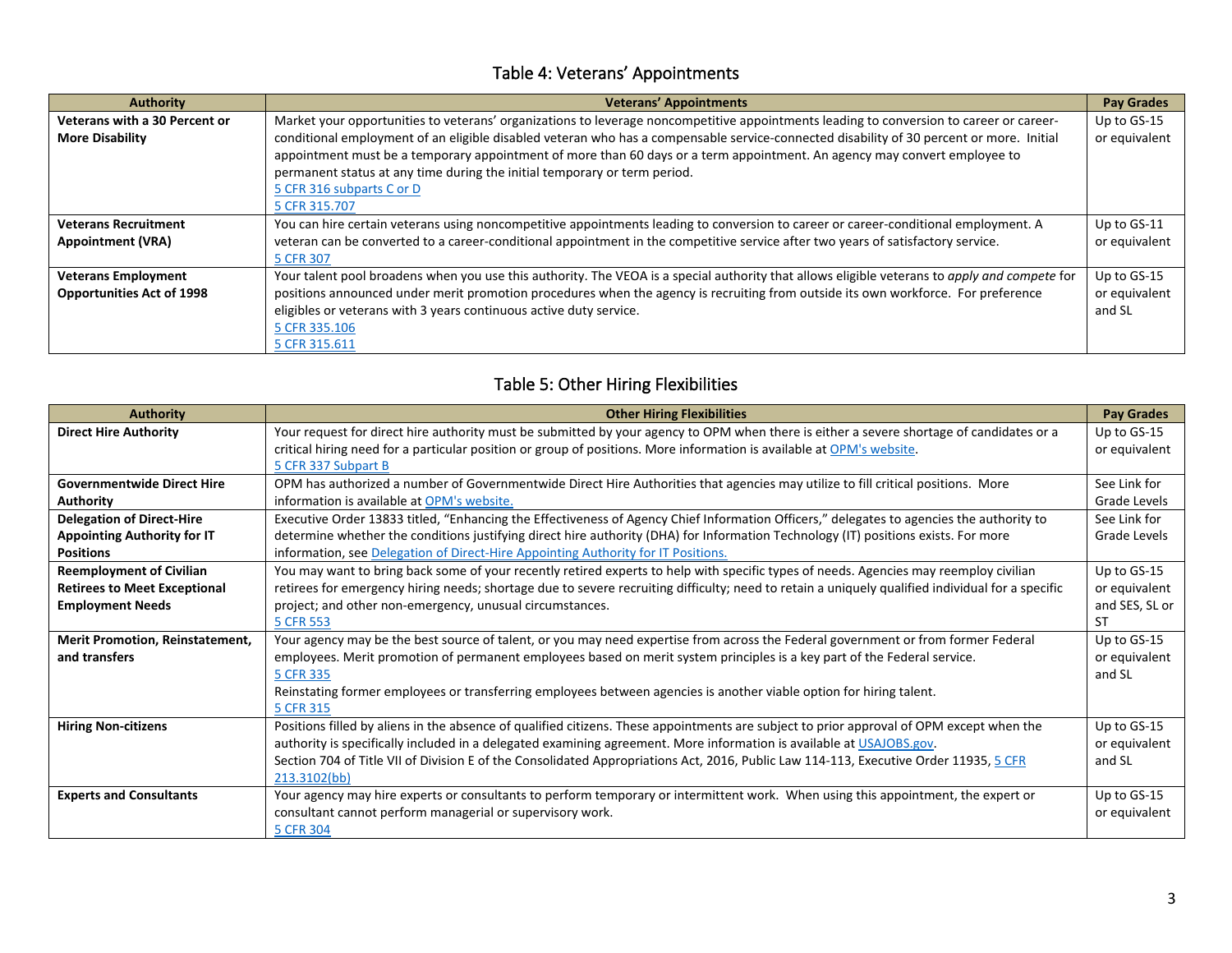## Table 4: Veterans' Appointments

| Authority | Veterans' Appointments | Pay Grades |
|---|---|---|
| **Veterans with a 30 Percent or More Disability** | Market your opportunities to veterans' organizations to leverage noncompetitive appointments leading to conversion to career or career-conditional employment of an eligible disabled veteran who has a compensable service-connected disability of 30 percent or more. Initial appointment must be a temporary appointment of more than 60 days or a term appointment. An agency may convert employee to permanent status at any time during the initial temporary or term period.<br>5 CFR 316 subparts C or D<br>5 CFR 315.707 | Up to GS-15 or equivalent |
| **Veterans Recruitment Appointment (VRA)** | You can hire certain veterans using noncompetitive appointments leading to conversion to career or career-conditional employment. A veteran can be converted to a career-conditional appointment in the competitive service after two years of satisfactory service.<br>5 CFR 307 | Up to GS-11 or equivalent |
| **Veterans Employment Opportunities Act of 1998** | Your talent pool broadens when you use this authority. The VEOA is a special authority that allows eligible veterans to *apply and compete* for positions announced under merit promotion procedures when the agency is recruiting from outside its own workforce. For preference eligibles or veterans with 3 years continuous active duty service.<br>5 CFR 335.106<br>5 CFR 315.611 | Up to GS-15 or equivalent and SL |

## Table 5: Other Hiring Flexibilities

| Authority | Other Hiring Flexibilities | Pay Grades |
|---|---|---|
| **Direct Hire Authority** | Your request for direct hire authority must be submitted by your agency to OPM when there is either a severe shortage of candidates or a critical hiring need for a particular position or group of positions. More information is available at OPM's website.<br>5 CFR 337 Subpart B | Up to GS-15 or equivalent |
| **Governmentwide Direct Hire Authority** | OPM has authorized a number of Governmentwide Direct Hire Authorities that agencies may utilize to fill critical positions. More information is available at OPM's website. | See Link for Grade Levels |
| **Delegation of Direct-Hire Appointing Authority for IT Positions** | Executive Order 13833 titled, "Enhancing the Effectiveness of Agency Chief Information Officers," delegates to agencies the authority to determine whether the conditions justifying direct hire authority (DHA) for Information Technology (IT) positions exists. For more information, see Delegation of Direct-Hire Appointing Authority for IT Positions. | See Link for Grade Levels |
| **Reemployment of Civilian Retirees to Meet Exceptional Employment Needs** | You may want to bring back some of your recently retired experts to help with specific types of needs. Agencies may reemploy civilian retirees for emergency hiring needs; shortage due to severe recruiting difficulty; need to retain a uniquely qualified individual for a specific project; and other non-emergency, unusual circumstances.<br>5 CFR 553 | Up to GS-15 or equivalent and SES, SL or ST |
| **Merit Promotion, Reinstatement, and transfers** | Your agency may be the best source of talent, or you may need expertise from across the Federal government or from former Federal employees. Merit promotion of permanent employees based on merit system principles is a key part of the Federal service.<br>5 CFR 335<br>Reinstating former employees or transferring employees between agencies is another viable option for hiring talent.<br>5 CFR 315 | Up to GS-15 or equivalent and SL |
| **Hiring Non-citizens** | Positions filled by aliens in the absence of qualified citizens. These appointments are subject to prior approval of OPM except when the authority is specifically included in a delegated examining agreement. More information is available at USAJOBS.gov.<br>Section 704 of Title VII of Division E of the Consolidated Appropriations Act, 2016, Public Law 114-113, Executive Order 11935, 5 CFR 213.3102(bb) | Up to GS-15 or equivalent and SL |
| **Experts and Consultants** | Your agency may hire experts or consultants to perform temporary or intermittent work. When using this appointment, the expert or consultant cannot perform managerial or supervisory work.<br>5 CFR 304 | Up to GS-15 or equivalent |